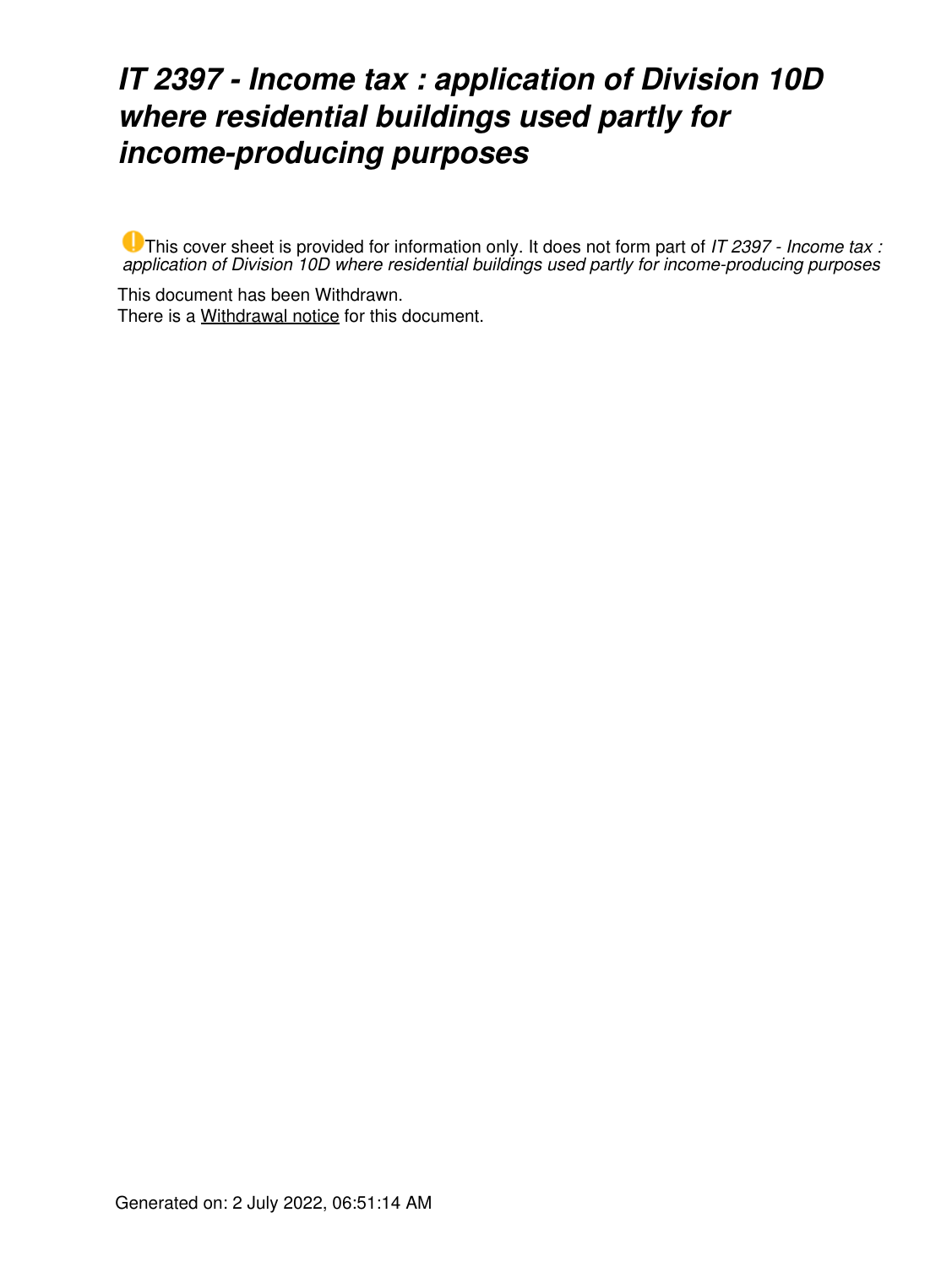# *IT 2397 - Income tax : application of Division 10D where residential buildings used partly for income-producing purposes*

This cover sheet is provided for information only. It does not form part of *IT 2397 - Income tax : application of Division 10D where residential buildings used partly for income-producing purposes*

This document has been Withdrawn.
There is a Withdrawal notice for this document.

Generated on: 2 July 2022, 06:51:14 AM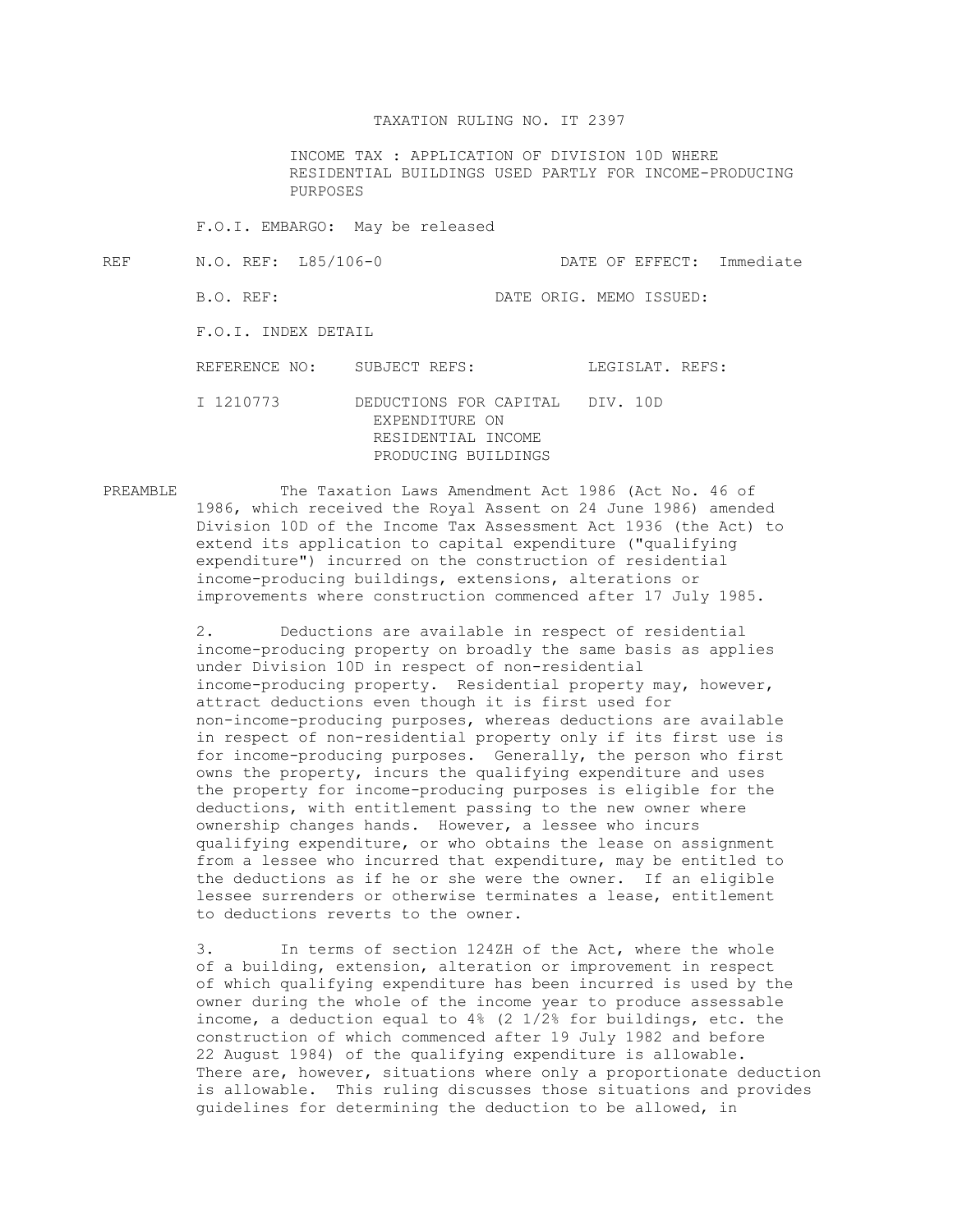# TAXATION RULING NO. IT 2397

INCOME TAX : APPLICATION OF DIVISION 10D WHERE RESIDENTIAL BUILDINGS USED PARTLY FOR INCOME-PRODUCING PURPOSES

F.O.I. EMBARGO: May be released

REF N.O. REF: L85/106-0 DATE OF EFFECT: Immediate

B.O. REF: DATE ORIG. MEMO ISSUED:

F.O.I. INDEX DETAIL

| REFERENCE NO: | SUBJECT REFS: | LEGISLAT. REFS: |
|---|---|---|
| I 1210773 | DEDUCTIONS FOR CAPITAL EXPENDITURE ON RESIDENTIAL INCOME PRODUCING BUILDINGS | DIV. 10D |

PREAMBLE The Taxation Laws Amendment Act 1986 (Act No. 46 of 1986, which received the Royal Assent on 24 June 1986) amended Division 10D of the Income Tax Assessment Act 1936 (the Act) to extend its application to capital expenditure ("qualifying expenditure") incurred on the construction of residential income-producing buildings, extensions, alterations or improvements where construction commenced after 17 July 1985.

2. Deductions are available in respect of residential income-producing property on broadly the same basis as applies under Division 10D in respect of non-residential income-producing property. Residential property may, however, attract deductions even though it is first used for non-income-producing purposes, whereas deductions are available in respect of non-residential property only if its first use is for income-producing purposes. Generally, the person who first owns the property, incurs the qualifying expenditure and uses the property for income-producing purposes is eligible for the deductions, with entitlement passing to the new owner where ownership changes hands. However, a lessee who incurs qualifying expenditure, or who obtains the lease on assignment from a lessee who incurred that expenditure, may be entitled to the deductions as if he or she were the owner. If an eligible lessee surrenders or otherwise terminates a lease, entitlement to deductions reverts to the owner.

3. In terms of section 124ZH of the Act, where the whole of a building, extension, alteration or improvement in respect of which qualifying expenditure has been incurred is used by the owner during the whole of the income year to produce assessable income, a deduction equal to 4% (2 1/2% for buildings, etc. the construction of which commenced after 19 July 1982 and before 22 August 1984) of the qualifying expenditure is allowable. There are, however, situations where only a proportionate deduction is allowable. This ruling discusses those situations and provides guidelines for determining the deduction to be allowed, in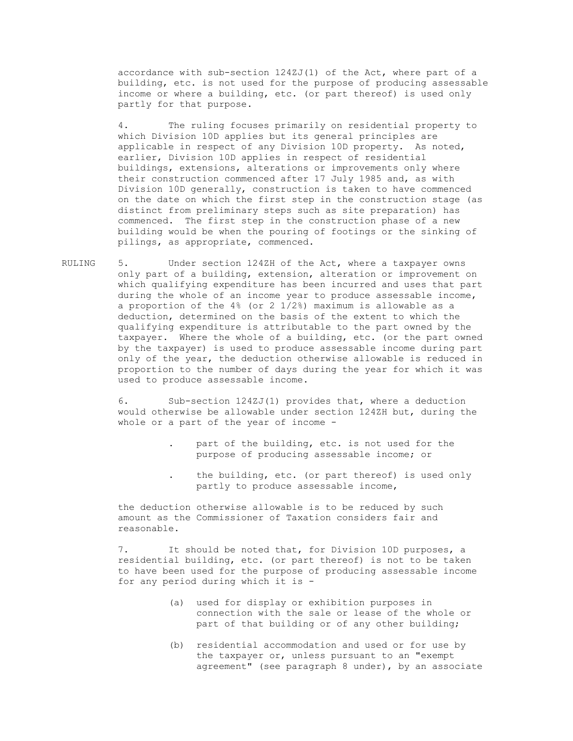accordance with sub-section 124ZJ(1) of the Act, where part of a building, etc. is not used for the purpose of producing assessable income or where a building, etc. (or part thereof) is used only partly for that purpose.

4. The ruling focuses primarily on residential property to which Division 10D applies but its general principles are applicable in respect of any Division 10D property. As noted, earlier, Division 10D applies in respect of residential buildings, extensions, alterations or improvements only where their construction commenced after 17 July 1985 and, as with Division 10D generally, construction is taken to have commenced on the date on which the first step in the construction stage (as distinct from preliminary steps such as site preparation) has commenced. The first step in the construction phase of a new building would be when the pouring of footings or the sinking of pilings, as appropriate, commenced.

RULING

5. Under section 124ZH of the Act, where a taxpayer owns only part of a building, extension, alteration or improvement on which qualifying expenditure has been incurred and uses that part during the whole of an income year to produce assessable income, a proportion of the 4% (or 2 1/2%) maximum is allowable as a deduction, determined on the basis of the extent to which the qualifying expenditure is attributable to the part owned by the taxpayer. Where the whole of a building, etc. (or the part owned by the taxpayer) is used to produce assessable income during part only of the year, the deduction otherwise allowable is reduced in proportion to the number of days during the year for which it was used to produce assessable income.

6. Sub-section 124ZJ(1) provides that, where a deduction would otherwise be allowable under section 124ZH but, during the whole or a part of the year of income -

- part of the building, etc. is not used for the purpose of producing assessable income; or
- the building, etc. (or part thereof) is used only partly to produce assessable income,

the deduction otherwise allowable is to be reduced by such amount as the Commissioner of Taxation considers fair and reasonable.

7. It should be noted that, for Division 10D purposes, a residential building, etc. (or part thereof) is not to be taken to have been used for the purpose of producing assessable income for any period during which it is -

(a) used for display or exhibition purposes in connection with the sale or lease of the whole or part of that building or of any other building;

(b) residential accommodation and used or for use by the taxpayer or, unless pursuant to an "exempt agreement" (see paragraph 8 under), by an associate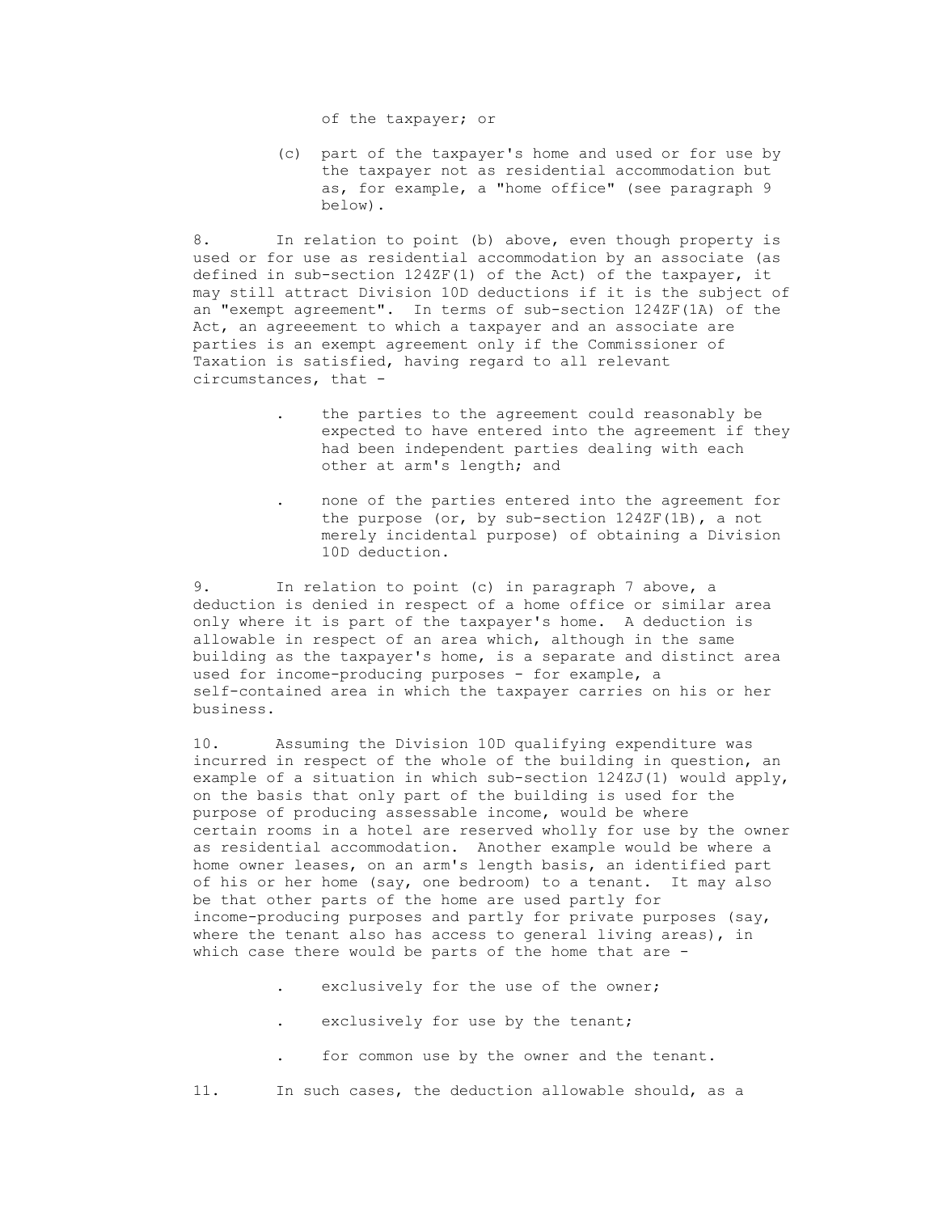of the taxpayer; or

(c) part of the taxpayer's home and used or for use by the taxpayer not as residential accommodation but as, for example, a "home office" (see paragraph 9 below).

8. In relation to point (b) above, even though property is used or for use as residential accommodation by an associate (as defined in sub-section 124ZF(1) of the Act) of the taxpayer, it may still attract Division 10D deductions if it is the subject of an "exempt agreement". In terms of sub-section 124ZF(1A) of the Act, an agreeement to which a taxpayer and an associate are parties is an exempt agreement only if the Commissioner of Taxation is satisfied, having regard to all relevant circumstances, that -

- the parties to the agreement could reasonably be expected to have entered into the agreement if they had been independent parties dealing with each other at arm's length; and
- none of the parties entered into the agreement for the purpose (or, by sub-section 124ZF(1B), a not merely incidental purpose) of obtaining a Division 10D deduction.

9. In relation to point (c) in paragraph 7 above, a deduction is denied in respect of a home office or similar area only where it is part of the taxpayer's home. A deduction is allowable in respect of an area which, although in the same building as the taxpayer's home, is a separate and distinct area used for income-producing purposes - for example, a self-contained area in which the taxpayer carries on his or her business.

10. Assuming the Division 10D qualifying expenditure was incurred in respect of the whole of the building in question, an example of a situation in which sub-section 124ZJ(1) would apply, on the basis that only part of the building is used for the purpose of producing assessable income, would be where certain rooms in a hotel are reserved wholly for use by the owner as residential accommodation. Another example would be where a home owner leases, on an arm's length basis, an identified part of his or her home (say, one bedroom) to a tenant. It may also be that other parts of the home are used partly for income-producing purposes and partly for private purposes (say, where the tenant also has access to general living areas), in which case there would be parts of the home that are -

- exclusively for the use of the owner;
- exclusively for use by the tenant;
- for common use by the owner and the tenant.

11. In such cases, the deduction allowable should, as a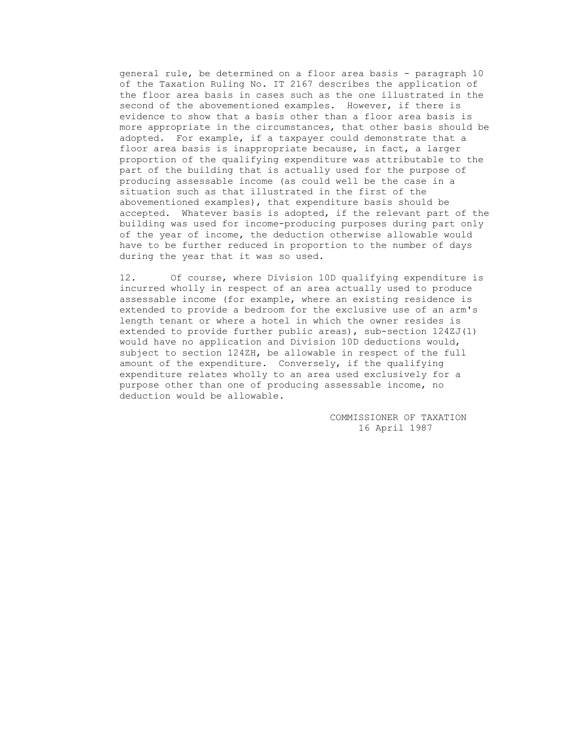general rule, be determined on a floor area basis - paragraph 10 of the Taxation Ruling No. IT 2167 describes the application of the floor area basis in cases such as the one illustrated in the second of the abovementioned examples. However, if there is evidence to show that a basis other than a floor area basis is more appropriate in the circumstances, that other basis should be adopted. For example, if a taxpayer could demonstrate that a floor area basis is inappropriate because, in fact, a larger proportion of the qualifying expenditure was attributable to the part of the building that is actually used for the purpose of producing assessable income (as could well be the case in a situation such as that illustrated in the first of the abovementioned examples), that expenditure basis should be accepted. Whatever basis is adopted, if the relevant part of the building was used for income-producing purposes during part only of the year of income, the deduction otherwise allowable would have to be further reduced in proportion to the number of days during the year that it was so used.

12. Of course, where Division 10D qualifying expenditure is incurred wholly in respect of an area actually used to produce assessable income (for example, where an existing residence is extended to provide a bedroom for the exclusive use of an arm's length tenant or where a hotel in which the owner resides is extended to provide further public areas), sub-section 124ZJ(1) would have no application and Division 10D deductions would, subject to section 124ZH, be allowable in respect of the full amount of the expenditure. Conversely, if the qualifying expenditure relates wholly to an area used exclusively for a purpose other than one of producing assessable income, no deduction would be allowable.

COMMISSIONER OF TAXATION
16 April 1987